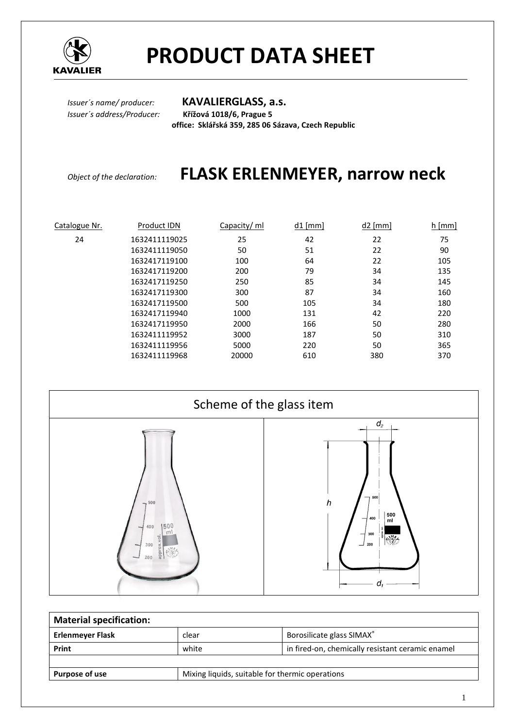# PRODUCT DATA SHEET

KAVALIER

*Issuer´s name/ producer:* **KAVALIERGLASS, a.s.**
*Issuer´s address/Producer:* **Křížová 1018/6, Prague 5**
**office: Sklářská 359, 285 06 Sázava, Czech Republic**

*Object of the declaration:* **FLASK ERLENMEYER, narrow neck**

| Catalogue Nr. | Product IDN | Capacity/ ml | d1 [mm] | d2 [mm] | h [mm] |
|---|---|---|---|---|---|
| 24 | 1632411119025 | 25 | 42 | 22 | 75 |
| | 1632411119050 | 50 | 51 | 22 | 90 |
| | 1632417119100 | 100 | 64 | 22 | 105 |
| | 1632417119200 | 200 | 79 | 34 | 135 |
| | 1632417119250 | 250 | 85 | 34 | 145 |
| | 1632417119300 | 300 | 87 | 34 | 160 |
| | 1632417119500 | 500 | 105 | 34 | 180 |
| | 1632417119940 | 1000 | 131 | 42 | 220 |
| | 1632417119950 | 2000 | 166 | 50 | 280 |
| | 1632411119952 | 3000 | 187 | 50 | 310 |
| | 1632411119956 | 5000 | 220 | 50 | 365 |
| | 1632411119968 | 20000 | 610 | 380 | 370 |

## Scheme of the glass item

| Material specification: | | |
|---|---|---|
| **Erlenmeyer Flask** | clear | Borosilicate glass SIMAX® |
| **Print** | white | in fired-on, chemically resistant ceramic enamel |
| | | |
| **Purpose of use** | Mixing liquids, suitable for thermic operations | |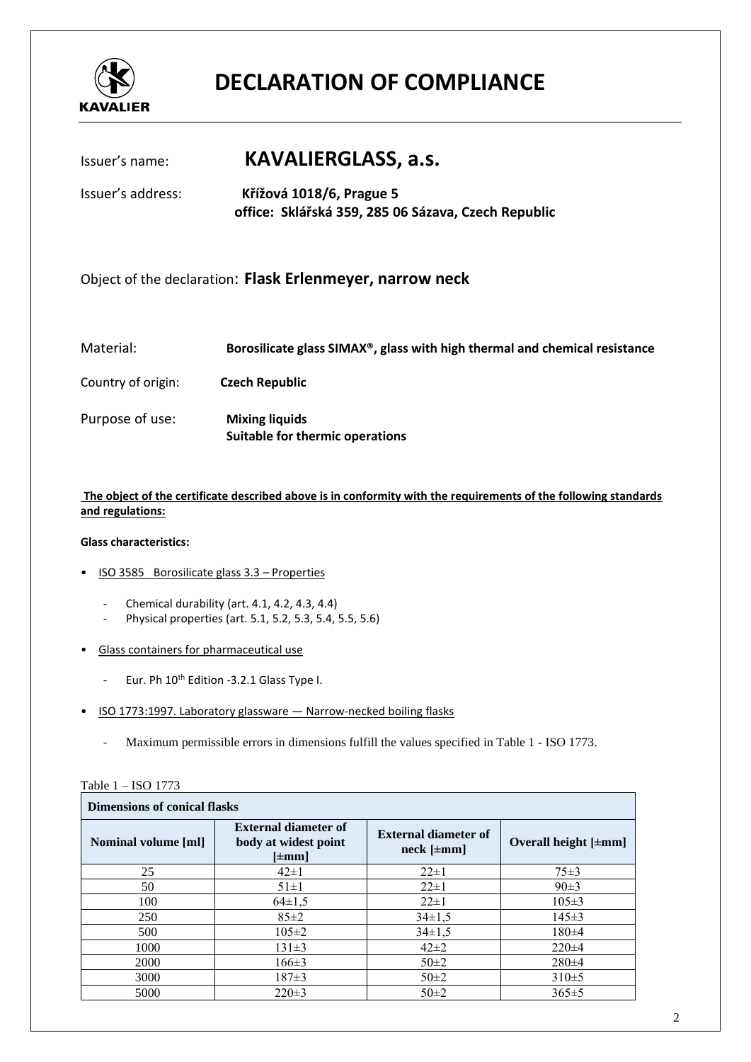KAVALIER

# DECLARATION OF COMPLIANCE

Issuer's name: **KAVALIERGLASS, a.s.**

Issuer's address: **Křížová 1018/6, Prague 5**
**office: Sklářská 359, 285 06 Sázava, Czech Republic**

Object of the declaration: **Flask Erlenmeyer, narrow neck**

Material: **Borosilicate glass SIMAX®, glass with high thermal and chemical resistance**

Country of origin: **Czech Republic**

Purpose of use: **Mixing liquids**
**Suitable for thermic operations**

**The object of the certificate described above is in conformity with the requirements of the following standards and regulations:**

**Glass characteristics:**

- ISO 3585 Borosilicate glass 3.3 – Properties
  - Chemical durability (art. 4.1, 4.2, 4.3, 4.4)
  - Physical properties (art. 5.1, 5.2, 5.3, 5.4, 5.5, 5.6)
- Glass containers for pharmaceutical use
  - Eur. Ph 10th Edition -3.2.1 Glass Type I.
- ISO 1773:1997. Laboratory glassware — Narrow-necked boiling flasks
  - Maximum permissible errors in dimensions fulfill the values specified in Table 1 - ISO 1773.

Table 1 – ISO 1773

| Dimensions of conical flasks | | | |
|---|---|---|---|
| **Nominal volume [ml]** | **External diameter of body at widest point [±mm]** | **External diameter of neck [±mm]** | **Overall height [±mm]** |
| 25 | 42±1 | 22±1 | 75±3 |
| 50 | 51±1 | 22±1 | 90±3 |
| 100 | 64±1,5 | 22±1 | 105±3 |
| 250 | 85±2 | 34±1,5 | 145±3 |
| 500 | 105±2 | 34±1,5 | 180±4 |
| 1000 | 131±3 | 42±2 | 220±4 |
| 2000 | 166±3 | 50±2 | 280±4 |
| 3000 | 187±3 | 50±2 | 310±5 |
| 5000 | 220±3 | 50±2 | 365±5 |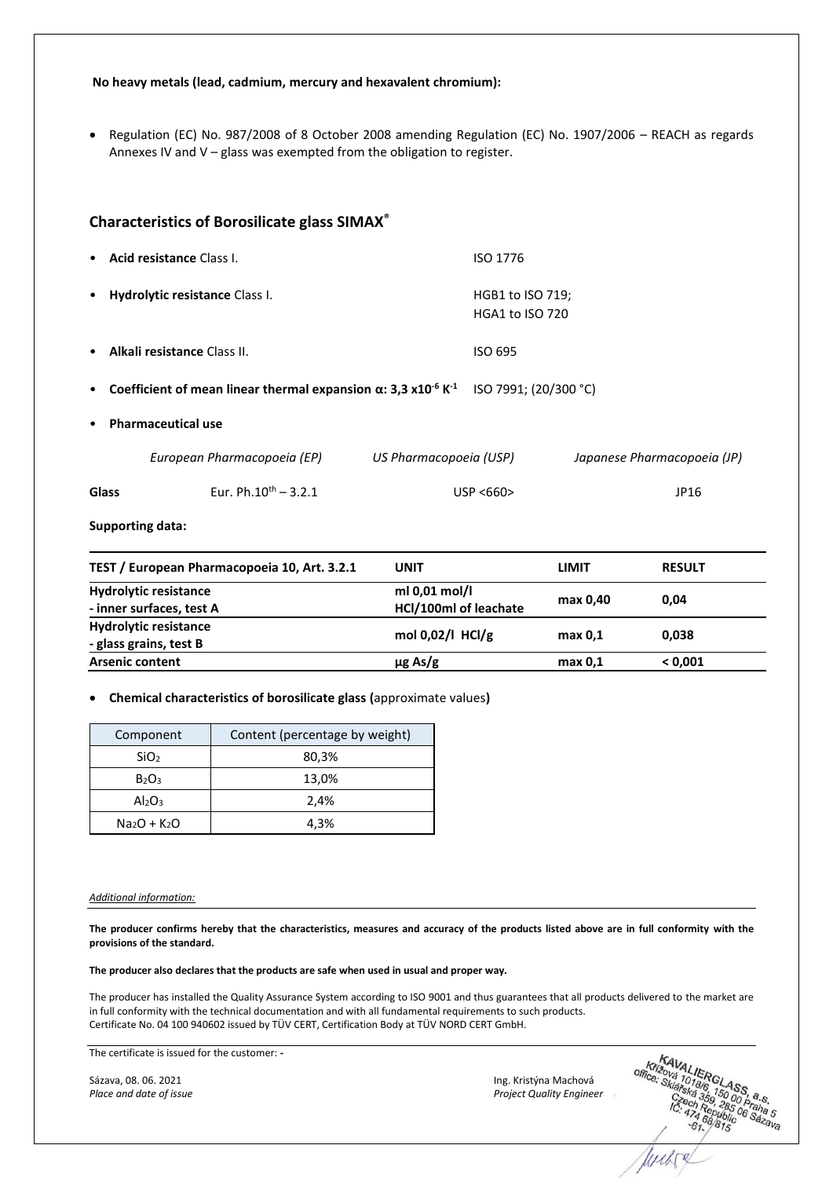**No heavy metals (lead, cadmium, mercury and hexavalent chromium):**

- Regulation (EC) No. 987/2008 of 8 October 2008 amending Regulation (EC) No. 1907/2006 – REACH as regards Annexes IV and V – glass was exempted from the obligation to register.

## Characteristics of Borosilicate glass SIMAX®

- **Acid resistance** Class I. ISO 1776
- **Hydrolytic resistance** Class I. HGB1 to ISO 719; HGA1 to ISO 720
- **Alkali resistance** Class II. ISO 695
- **Coefficient of mean linear thermal expansion α: 3,3 x$10^{-6}$ $K^{-1}$** ISO 7991; (20/300 °C)
- **Pharmaceutical use**

| | *European Pharmacopoeia (EP)* | *US Pharmacopoeia (USP)* | *Japanese Pharmacopoeia (JP)* |
|---|---|---|---|
| **Glass** | Eur. Ph.$10^{th}$ – 3.2.1 | USP <660> | JP16 |

**Supporting data:**

| TEST / European Pharmacopoeia 10, Art. 3.2.1 | UNIT | LIMIT | RESULT |
|---|---|---|---|
| **Hydrolytic resistance - inner surfaces, test A** | **ml 0,01 mol/l HCl/100ml of leachate** | **max 0,40** | **0,04** |
| **Hydrolytic resistance - glass grains, test B** | **mol 0,02/l HCl/g** | **max 0,1** | **0,038** |
| **Arsenic content** | **µg As/g** | **max 0,1** | **< 0,001** |

- **Chemical characteristics of borosilicate glass (**approximate values**)**

| Component | Content (percentage by weight) |
|---|---|
| $SiO_2$ | 80,3% |
| $B_2O_3$ | 13,0% |
| $Al_2O_3$ | 2,4% |
| $Na_2O + K_2O$ | 4,3% |

*Additional information:*

**The producer confirms hereby that the characteristics, measures and accuracy of the products listed above are in full conformity with the provisions of the standard.**

**The producer also declares that the products are safe when used in usual and proper way.**

The producer has installed the Quality Assurance System according to ISO 9001 and thus guarantees that all products delivered to the market are in full conformity with the technical documentation and with all fundamental requirements to such products.
Certificate No. 04 100 940602 issued by TÜV CERT, Certification Body at TÜV NORD CERT GmbH.

The certificate is issued for the customer: -

Sázava, 08. 06. 2021
*Place and date of issue*

Ing. Kristýna Machová
*Project Quality Engineer*

KAVALIERGLASS, a.s.
Křížová 1018/6, 150 00 Praha 5
office: Sklářská 359, 285 06 Sázava
Czech Republic
IČ: 474 68 815
-61-